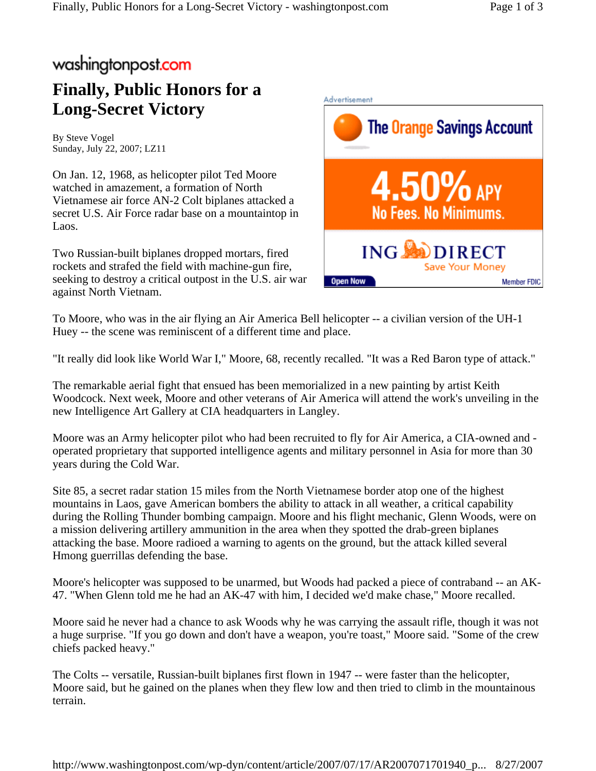washingtonpost.com

# Finally, Public Honors for a Long-Secret Victory

By Steve Vogel
Sunday, July 22, 2007; LZ11

On Jan. 12, 1968, as helicopter pilot Ted Moore watched in amazement, a formation of North Vietnamese air force AN-2 Colt biplanes attacked a secret U.S. Air Force radar base on a mountaintop in Laos.

Two Russian-built biplanes dropped mortars, fired rockets and strafed the field with machine-gun fire, seeking to destroy a critical outpost in the U.S. air war against North Vietnam.

To Moore, who was in the air flying an Air America Bell helicopter -- a civilian version of the UH-1 Huey -- the scene was reminiscent of a different time and place.

"It really did look like World War I," Moore, 68, recently recalled. "It was a Red Baron type of attack."

The remarkable aerial fight that ensued has been memorialized in a new painting by artist Keith Woodcock. Next week, Moore and other veterans of Air America will attend the work's unveiling in the new Intelligence Art Gallery at CIA headquarters in Langley.

Moore was an Army helicopter pilot who had been recruited to fly for Air America, a CIA-owned and -operated proprietary that supported intelligence agents and military personnel in Asia for more than 30 years during the Cold War.

Site 85, a secret radar station 15 miles from the North Vietnamese border atop one of the highest mountains in Laos, gave American bombers the ability to attack in all weather, a critical capability during the Rolling Thunder bombing campaign. Moore and his flight mechanic, Glenn Woods, were on a mission delivering artillery ammunition in the area when they spotted the drab-green biplanes attacking the base. Moore radioed a warning to agents on the ground, but the attack killed several Hmong guerrillas defending the base.

Moore's helicopter was supposed to be unarmed, but Woods had packed a piece of contraband -- an AK-47. "When Glenn told me he had an AK-47 with him, I decided we'd make chase," Moore recalled.

Moore said he never had a chance to ask Woods why he was carrying the assault rifle, though it was not a huge surprise. "If you go down and don't have a weapon, you're toast," Moore said. "Some of the crew chiefs packed heavy."

The Colts -- versatile, Russian-built biplanes first flown in 1947 -- were faster than the helicopter, Moore said, but he gained on the planes when they flew low and then tried to climb in the mountainous terrain.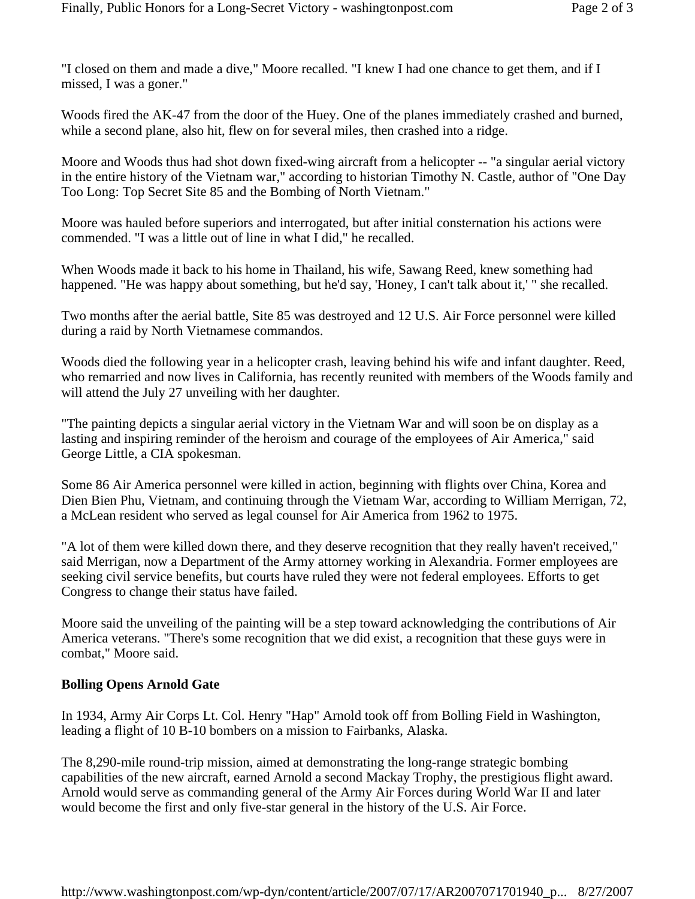"I closed on them and made a dive," Moore recalled. "I knew I had one chance to get them, and if I missed, I was a goner."

Woods fired the AK-47 from the door of the Huey. One of the planes immediately crashed and burned, while a second plane, also hit, flew on for several miles, then crashed into a ridge.

Moore and Woods thus had shot down fixed-wing aircraft from a helicopter -- "a singular aerial victory in the entire history of the Vietnam war," according to historian Timothy N. Castle, author of "One Day Too Long: Top Secret Site 85 and the Bombing of North Vietnam."

Moore was hauled before superiors and interrogated, but after initial consternation his actions were commended. "I was a little out of line in what I did," he recalled.

When Woods made it back to his home in Thailand, his wife, Sawang Reed, knew something had happened. "He was happy about something, but he'd say, 'Honey, I can't talk about it,' " she recalled.

Two months after the aerial battle, Site 85 was destroyed and 12 U.S. Air Force personnel were killed during a raid by North Vietnamese commandos.

Woods died the following year in a helicopter crash, leaving behind his wife and infant daughter. Reed, who remarried and now lives in California, has recently reunited with members of the Woods family and will attend the July 27 unveiling with her daughter.

"The painting depicts a singular aerial victory in the Vietnam War and will soon be on display as a lasting and inspiring reminder of the heroism and courage of the employees of Air America," said George Little, a CIA spokesman.

Some 86 Air America personnel were killed in action, beginning with flights over China, Korea and Dien Bien Phu, Vietnam, and continuing through the Vietnam War, according to William Merrigan, 72, a McLean resident who served as legal counsel for Air America from 1962 to 1975.

"A lot of them were killed down there, and they deserve recognition that they really haven't received," said Merrigan, now a Department of the Army attorney working in Alexandria. Former employees are seeking civil service benefits, but courts have ruled they were not federal employees. Efforts to get Congress to change their status have failed.

Moore said the unveiling of the painting will be a step toward acknowledging the contributions of Air America veterans. "There's some recognition that we did exist, a recognition that these guys were in combat," Moore said.

**Bolling Opens Arnold Gate**

In 1934, Army Air Corps Lt. Col. Henry "Hap" Arnold took off from Bolling Field in Washington, leading a flight of 10 B-10 bombers on a mission to Fairbanks, Alaska.

The 8,290-mile round-trip mission, aimed at demonstrating the long-range strategic bombing capabilities of the new aircraft, earned Arnold a second Mackay Trophy, the prestigious flight award. Arnold would serve as commanding general of the Army Air Forces during World War II and later would become the first and only five-star general in the history of the U.S. Air Force.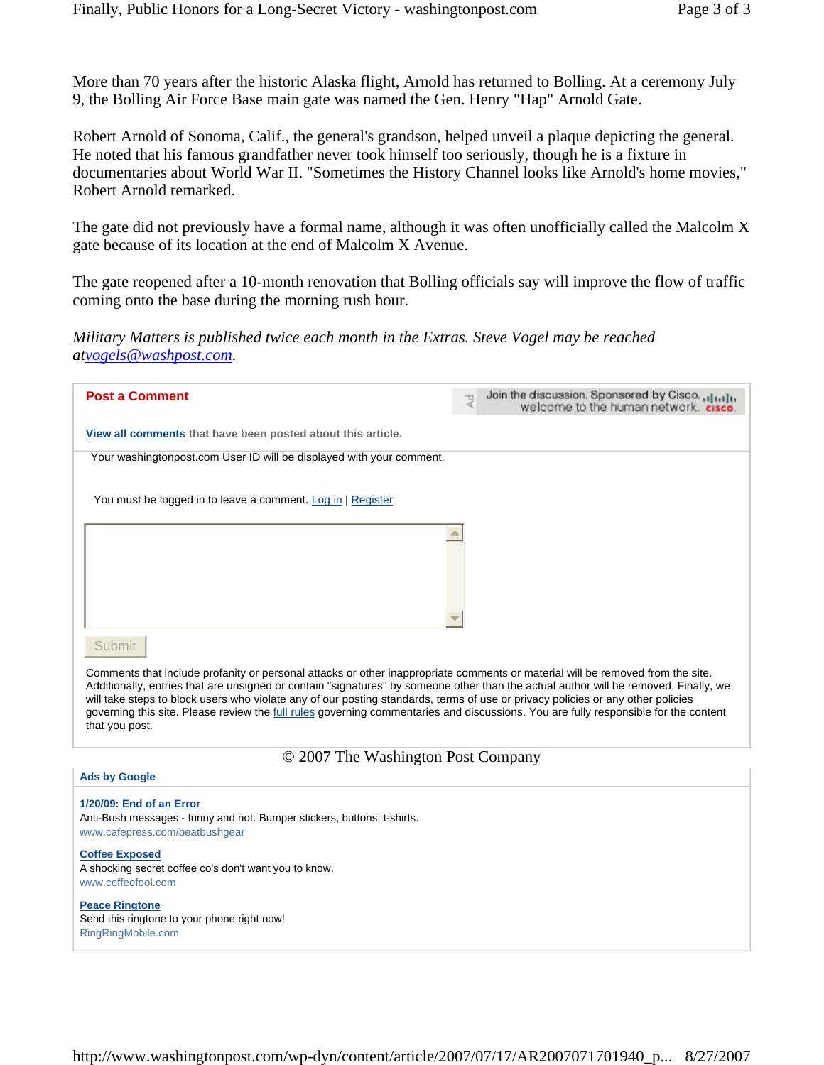More than 70 years after the historic Alaska flight, Arnold has returned to Bolling. At a ceremony July 9, the Bolling Air Force Base main gate was named the Gen. Henry "Hap" Arnold Gate.

Robert Arnold of Sonoma, Calif., the general's grandson, helped unveil a plaque depicting the general. He noted that his famous grandfather never took himself too seriously, though he is a fixture in documentaries about World War II. "Sometimes the History Channel looks like Arnold's home movies," Robert Arnold remarked.

The gate did not previously have a formal name, although it was often unofficially called the Malcolm X gate because of its location at the end of Malcolm X Avenue.

The gate reopened after a 10-month renovation that Bolling officials say will improve the flow of traffic coming onto the base during the morning rush hour.

*Military Matters is published twice each month in the Extras. Steve Vogel may be reached atvogels@washpost.com.*

**Post a Comment**

Join the discussion. Sponsored by Cisco. welcome to the human network. cisco

**View all comments** that have been posted about this article.

Your washingtonpost.com User ID will be displayed with your comment.

You must be logged in to leave a comment. Log in | Register

Submit

Comments that include profanity or personal attacks or other inappropriate comments or material will be removed from the site. Additionally, entries that are unsigned or contain "signatures" by someone other than the actual author will be removed. Finally, we will take steps to block users who violate any of our posting standards, terms of use or privacy policies or any other policies governing this site. Please review the full rules governing commentaries and discussions. You are fully responsible for the content that you post.

© 2007 The Washington Post Company

**Ads by Google**

**1/20/09: End of an Error**
Anti-Bush messages - funny and not. Bumper stickers, buttons, t-shirts.
www.cafepress.com/beatbushgear

**Coffee Exposed**
A shocking secret coffee co's don't want you to know.
www.coffeefool.com

**Peace Ringtone**
Send this ringtone to your phone right now!
RingRingMobile.com